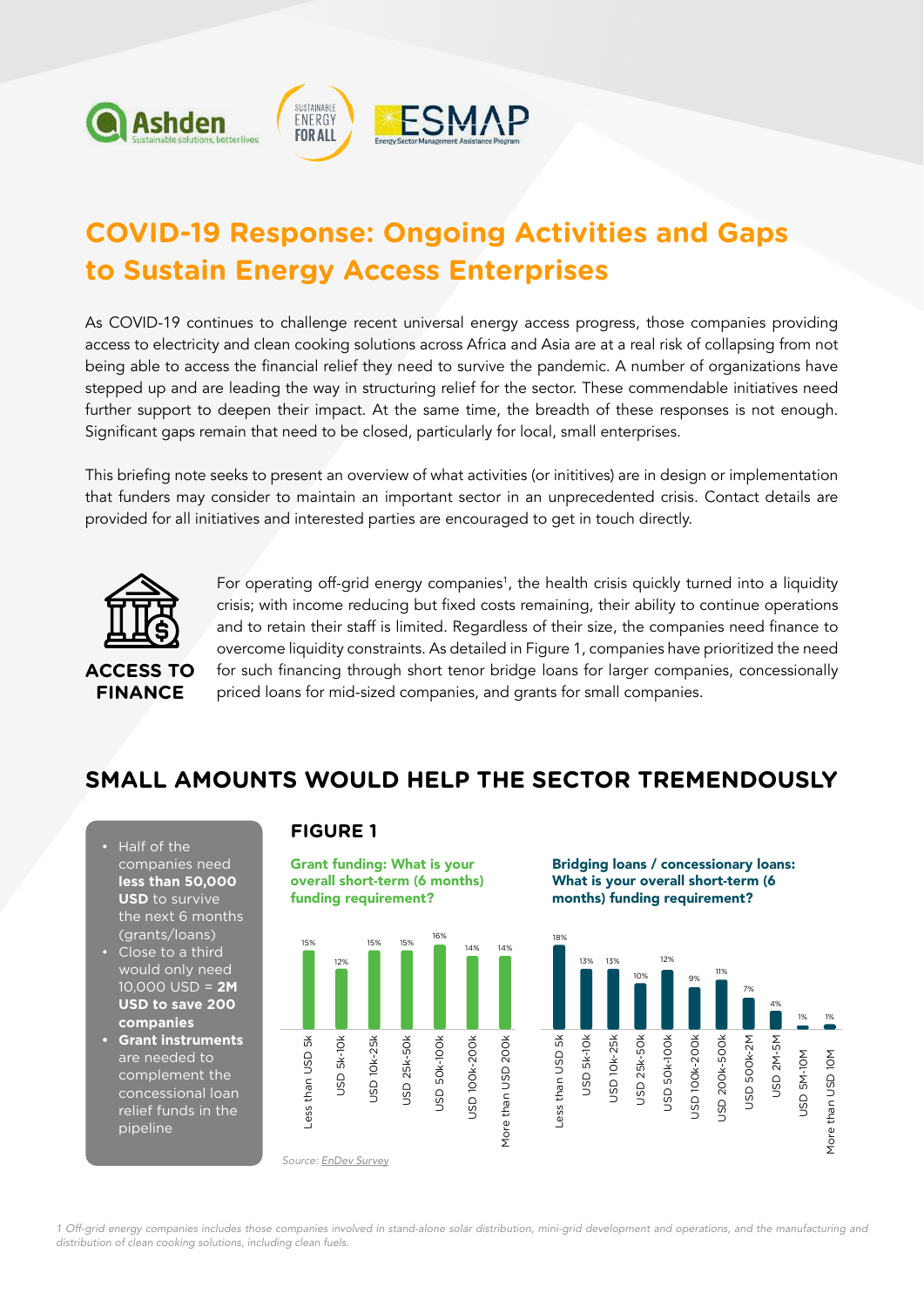# COVID-19 Response: Ongoing Activities and Gaps to Sustain Energy Access Enterprises

As COVID-19 continues to challenge recent universal energy access progress, those companies providing access to electricity and clean cooking solutions across Africa and Asia are at a real risk of collapsing from not being able to access the financial relief they need to survive the pandemic. A number of organizations have stepped up and are leading the way in structuring relief for the sector. These commendable initiatives need further support to deepen their impact. At the same time, the breadth of these responses is not enough. Significant gaps remain that need to be closed, particularly for local, small enterprises.

This briefing note seeks to present an overview of what activities (or inititives) are in design or implementation that funders may consider to maintain an important sector in an unprecedented crisis. Contact details are provided for all initiatives and interested parties are encouraged to get in touch directly.

**ACCESS TO FINANCE**

For operating off-grid energy companies[1], the health crisis quickly turned into a liquidity crisis; with income reducing but fixed costs remaining, their ability to continue operations and to retain their staff is limited. Regardless of their size, the companies need finance to overcome liquidity constraints. As detailed in Figure 1, companies have prioritized the need for such financing through short tenor bridge loans for larger companies, concessionally priced loans for mid-sized companies, and grants for small companies.

## SMALL AMOUNTS WOULD HELP THE SECTOR TREMENDOUSLY

- Half of the companies need **less than 50,000 USD** to survive the next 6 months (grants/loans)
- Close to a third would only need 10,000 USD = **2M USD to save 200 companies**
- **Grant instruments** are needed to complement the concessional loan relief funds in the pipeline

### FIGURE 1

**Grant funding: What is your overall short-term (6 months) funding requirement?**

| Amount | Share |
|---|---|
| Less than USD 5k | 15% |
| USD 5k-10k | 12% |
| USD 10k-25k | 15% |
| USD 25k-50k | 15% |
| USD 50k-100k | 16% |
| USD 100k-200k | 14% |
| More than USD 200k | 14% |

**Bridging loans / concessionary loans: What is your overall short-term (6 months) funding requirement?**

| Amount | Share |
|---|---|
| Less than USD 5k | 18% |
| USD 5k-10k | 13% |
| USD 10k-25k | 13% |
| USD 25k-50k | 10% |
| USD 50k-100k | 12% |
| USD 100k-200k | 9% |
| USD 200k-500k | 11% |
| USD 500k-2M | 7% |
| USD 2M-5M | 4% |
| USD 5M-10M | 1% |
| More than USD 10M | 1% |

*Source: EnDev Survey*

*1 Off-grid energy companies includes those companies involved in stand-alone solar distribution, mini-grid development and operations, and the manufacturing and distribution of clean cooking solutions, including clean fuels.*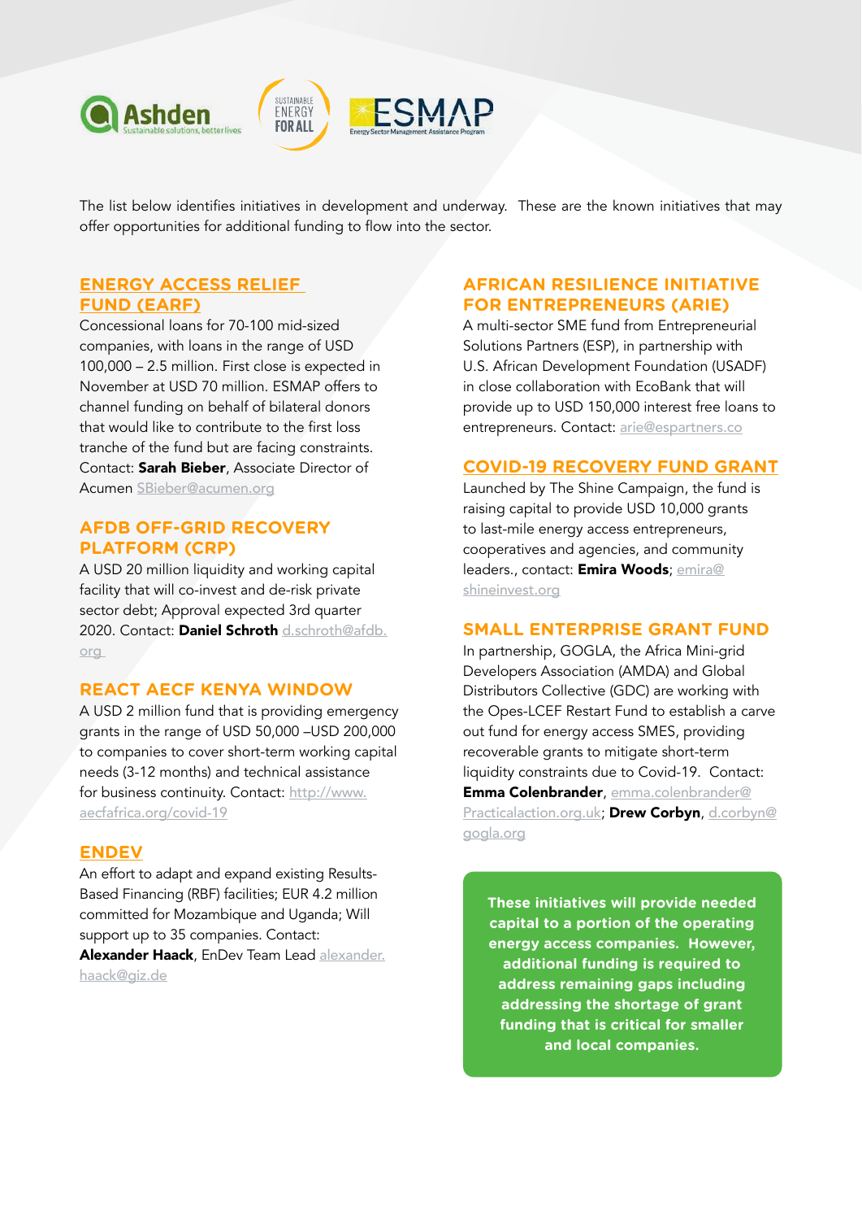The list below identifies initiatives in development and underway. These are the known initiatives that may offer opportunities for additional funding to flow into the sector.

## ENERGY ACCESS RELIEF FUND (EARF)

Concessional loans for 70-100 mid-sized companies, with loans in the range of USD 100,000 – 2.5 million. First close is expected in November at USD 70 million. ESMAP offers to channel funding on behalf of bilateral donors that would like to contribute to the first loss tranche of the fund but are facing constraints. Contact: **Sarah Bieber**, Associate Director of Acumen SBieber@acumen.org

## AFDB OFF-GRID RECOVERY PLATFORM (CRP)

A USD 20 million liquidity and working capital facility that will co-invest and de-risk private sector debt; Approval expected 3rd quarter 2020. Contact: **Daniel Schroth** d.schroth@afdb.org

## REACT AECF KENYA WINDOW

A USD 2 million fund that is providing emergency grants in the range of USD 50,000 –USD 200,000 to companies to cover short-term working capital needs (3-12 months) and technical assistance for business continuity. Contact: http://www.aecfafrica.org/covid-19

## ENDEV

An effort to adapt and expand existing Results-Based Financing (RBF) facilities; EUR 4.2 million committed for Mozambique and Uganda; Will support up to 35 companies. Contact: **Alexander Haack**, EnDev Team Lead alexander.haack@giz.de

## AFRICAN RESILIENCE INITIATIVE FOR ENTREPRENEURS (ARIE)

A multi-sector SME fund from Entrepreneurial Solutions Partners (ESP), in partnership with U.S. African Development Foundation (USADF) in close collaboration with EcoBank that will provide up to USD 150,000 interest free loans to entrepreneurs. Contact: arie@espartners.co

## COVID-19 RECOVERY FUND GRANT

Launched by The Shine Campaign, the fund is raising capital to provide USD 10,000 grants to last-mile energy access entrepreneurs, cooperatives and agencies, and community leaders., contact: **Emira Woods**; emira@shineinvest.org

## SMALL ENTERPRISE GRANT FUND

In partnership, GOGLA, the Africa Mini-grid Developers Association (AMDA) and Global Distributors Collective (GDC) are working with the Opes-LCEF Restart Fund to establish a carve out fund for energy access SMES, providing recoverable grants to mitigate short-term liquidity constraints due to Covid-19. Contact: **Emma Colenbrander**, emma.colenbrander@Practicalaction.org.uk; **Drew Corbyn**, d.corbyn@gogla.org

**These initiatives will provide needed capital to a portion of the operating energy access companies. However, additional funding is required to address remaining gaps including addressing the shortage of grant funding that is critical for smaller and local companies.**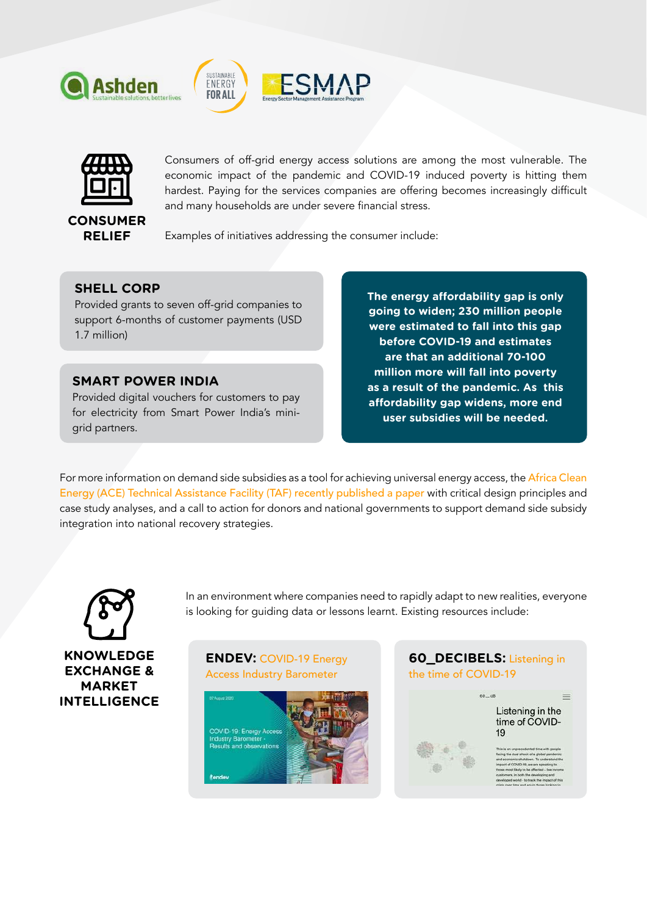## CONSUMER RELIEF

Consumers of off-grid energy access solutions are among the most vulnerable. The economic impact of the pandemic and COVID-19 induced poverty is hitting them hardest. Paying for the services companies are offering becomes increasingly difficult and many households are under severe financial stress.

Examples of initiatives addressing the consumer include:

### SHELL CORP

Provided grants to seven off-grid companies to support 6-months of customer payments (USD 1.7 million)

### SMART POWER INDIA

Provided digital vouchers for customers to pay for electricity from Smart Power India's mini-grid partners.

**The energy affordability gap is only going to widen; 230 million people were estimated to fall into this gap before COVID-19 and estimates are that an additional 70-100 million more will fall into poverty as a result of the pandemic. As this affordability gap widens, more end user subsidies will be needed.**

For more information on demand side subsidies as a tool for achieving universal energy access, the Africa Clean Energy (ACE) Technical Assistance Facility (TAF) recently published a paper with critical design principles and case study analyses, and a call to action for donors and national governments to support demand side subsidy integration into national recovery strategies.

## KNOWLEDGE EXCHANGE & MARKET INTELLIGENCE

In an environment where companies need to rapidly adapt to new realities, everyone is looking for guiding data or lessons learnt. Existing resources include:

**ENDEV:** COVID-19 Energy Access Industry Barometer

**60_DECIBELS:** Listening in the time of COVID-19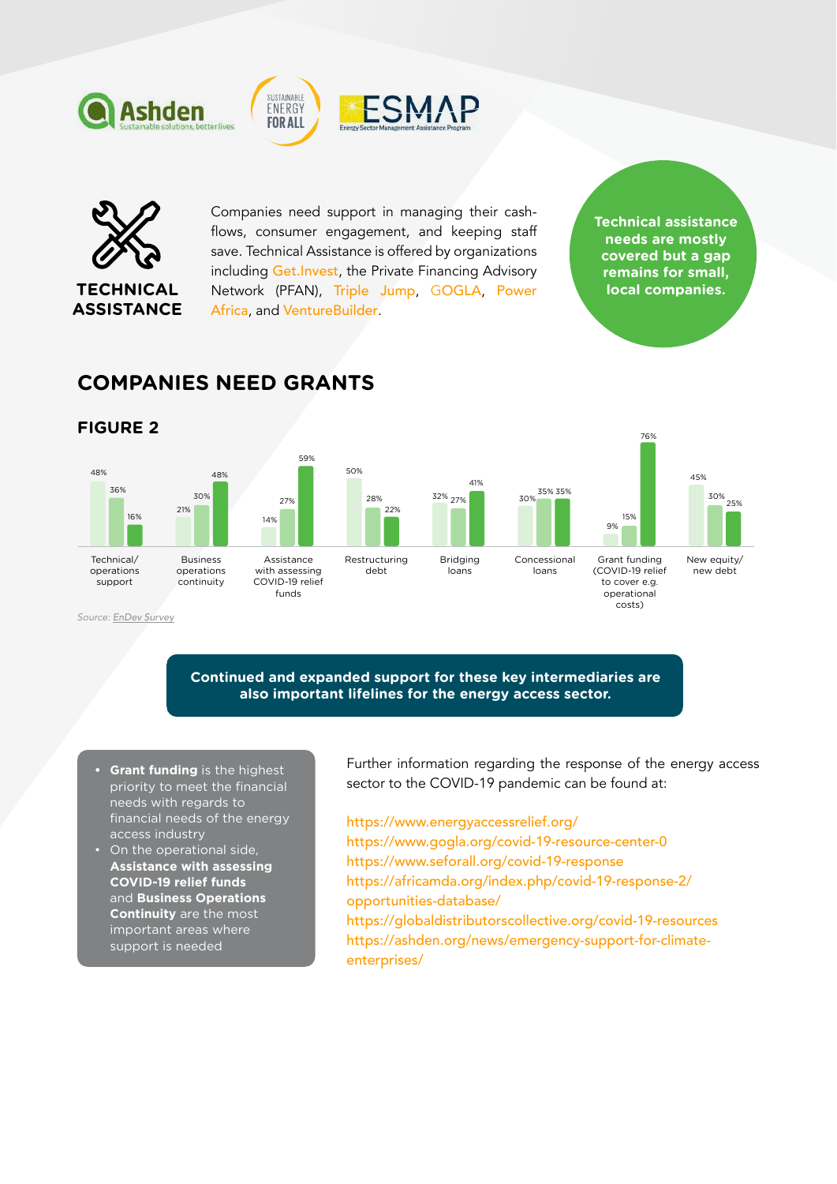## TECHNICAL ASSISTANCE

Companies need support in managing their cash-flows, consumer engagement, and keeping staff save. Technical Assistance is offered by organizations including Get.Invest, the Private Financing Advisory Network (PFAN), Triple Jump, GOGLA, Power Africa, and VentureBuilder.

**Technical assistance needs are mostly covered but a gap remains for small, local companies.**

## COMPANIES NEED GRANTS

### FIGURE 2

Technical/ operations support: 48%, 36%, 16%

Business operations continuity: 21%, 30%, 48%

Assistance with assessing COVID-19 relief funds: 14%, 27%, 59%

Restructuring debt: 50%, 28%, 22%

Bridging loans: 32%, 27%, 41%

Concessional loans: 30%, 35%, 35%

Grant funding (COVID-19 relief to cover e.g. operational costs): 9%, 15%, 76%

New equity/ new debt: 45%, 30%, 25%

*Source: EnDev Survey*

**Continued and expanded support for these key intermediaries are also important lifelines for the energy access sector.**

- **Grant funding** is the highest priority to meet the financial needs with regards to financial needs of the energy access industry
- On the operational side, **Assistance with assessing COVID-19 relief funds** and **Business Operations Continuity** are the most important areas where support is needed

Further information regarding the response of the energy access sector to the COVID-19 pandemic can be found at:

https://www.energyaccessrelief.org/
https://www.gogla.org/covid-19-resource-center-0
https://www.seforall.org/covid-19-response
https://africamda.org/index.php/covid-19-response-2/opportunities-database/
https://globaldistributorscollective.org/covid-19-resources
https://ashden.org/news/emergency-support-for-climate-enterprises/